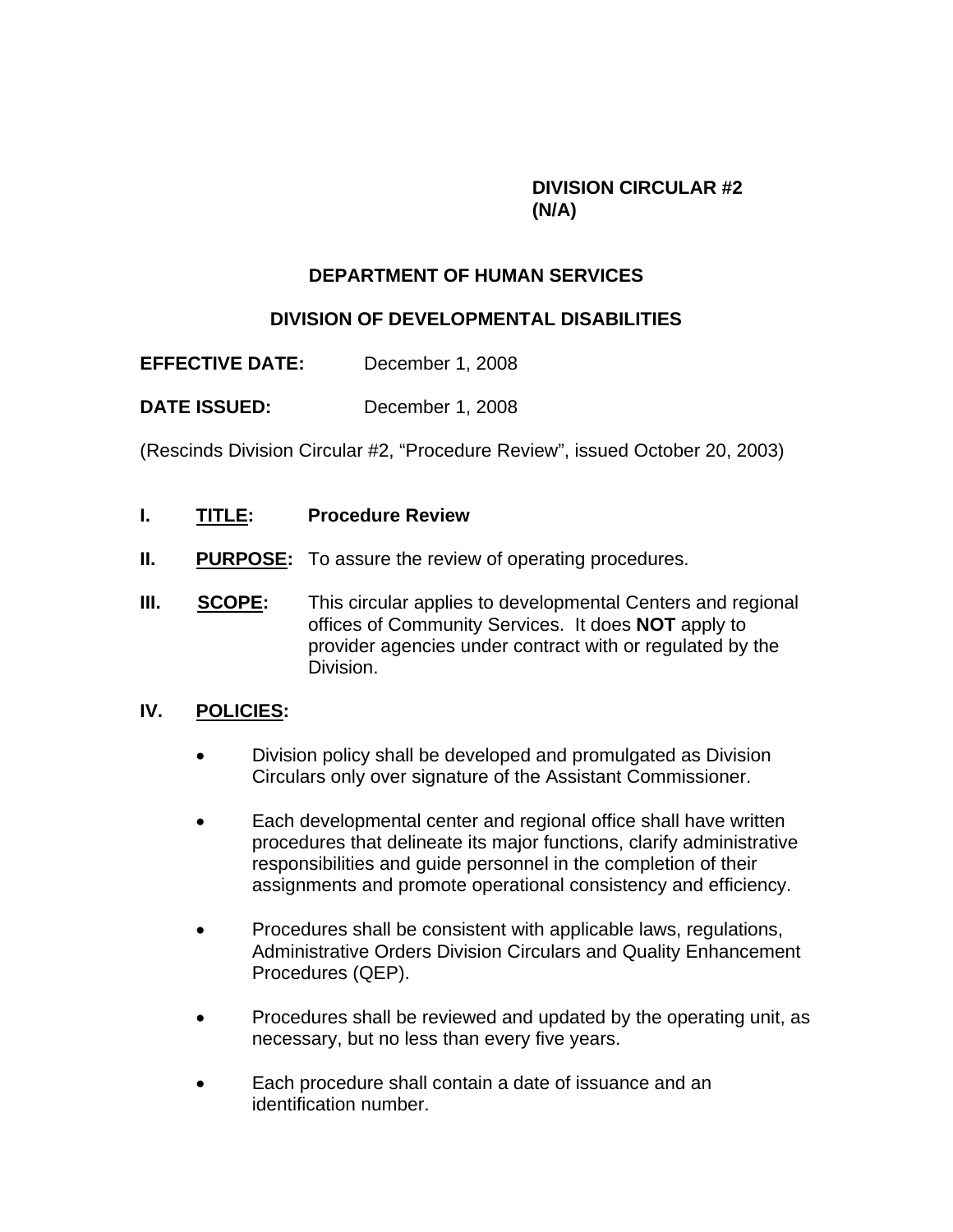**DIVISION CIRCULAR #2**
**(N/A)**

# DEPARTMENT OF HUMAN SERVICES

## DIVISION OF DEVELOPMENTAL DISABILITIES

**EFFECTIVE DATE:** December 1, 2008

**DATE ISSUED:** December 1, 2008

(Rescinds Division Circular #2, "Procedure Review", issued October 20, 2003)

**I. TITLE: Procedure Review**

**II. PURPOSE:** To assure the review of operating procedures.

**III. SCOPE:** This circular applies to developmental Centers and regional offices of Community Services. It does **NOT** apply to provider agencies under contract with or regulated by the Division.

**IV. POLICIES:**

- Division policy shall be developed and promulgated as Division Circulars only over signature of the Assistant Commissioner.
- Each developmental center and regional office shall have written procedures that delineate its major functions, clarify administrative responsibilities and guide personnel in the completion of their assignments and promote operational consistency and efficiency.
- Procedures shall be consistent with applicable laws, regulations, Administrative Orders Division Circulars and Quality Enhancement Procedures (QEP).
- Procedures shall be reviewed and updated by the operating unit, as necessary, but no less than every five years.
- Each procedure shall contain a date of issuance and an identification number.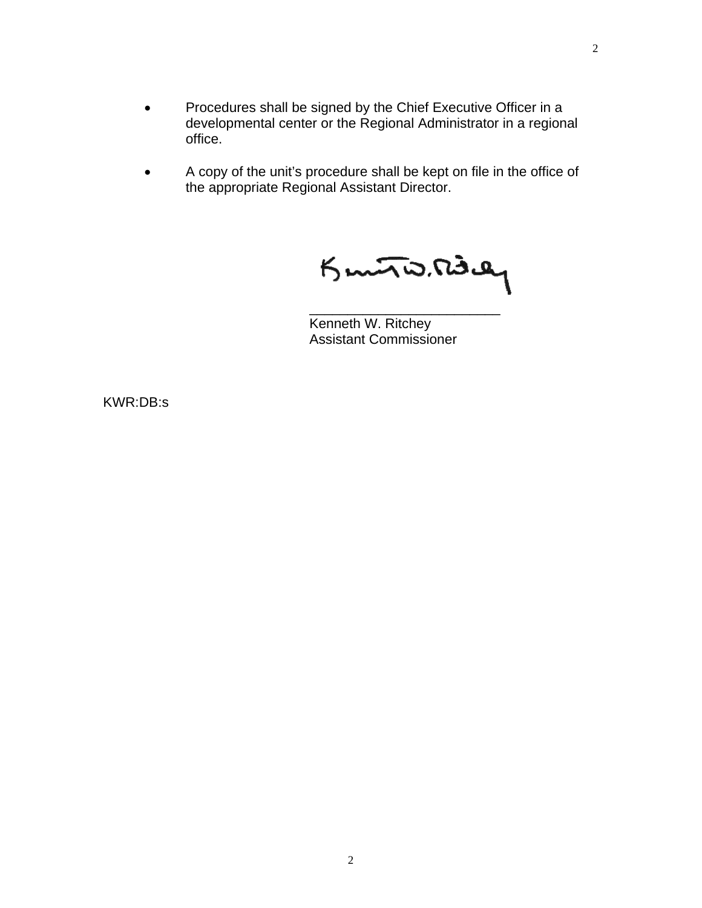- Procedures shall be signed by the Chief Executive Officer in a developmental center or the Regional Administrator in a regional office.

- A copy of the unit's procedure shall be kept on file in the office of the appropriate Regional Assistant Director.

Kenneth W. Ritchey
Assistant Commissioner

KWR:DB:s